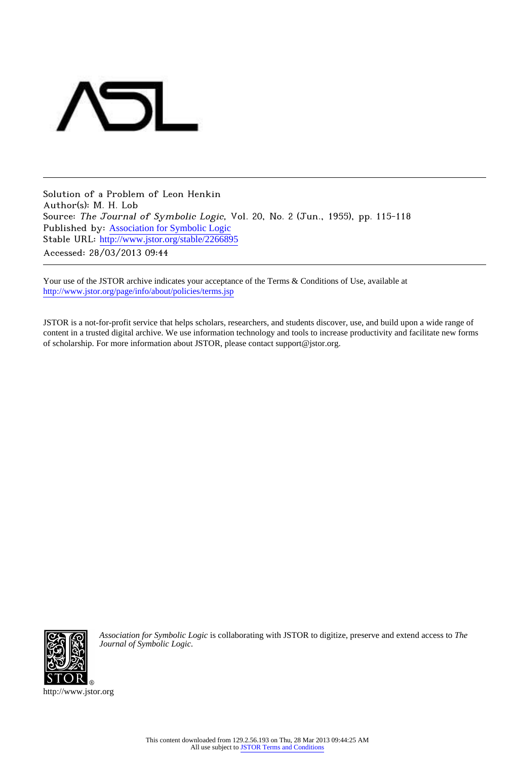Solution of a Problem of Leon Henkin
Author(s): M. H. Lob
Source: *The Journal of Symbolic Logic*, Vol. 20, No. 2 (Jun., 1955), pp. 115-118
Published by: Association for Symbolic Logic
Stable URL: http://www.jstor.org/stable/2266895
Accessed: 28/03/2013 09:44

Your use of the JSTOR archive indicates your acceptance of the Terms & Conditions of Use, available at http://www.jstor.org/page/info/about/policies/terms.jsp

JSTOR is a not-for-profit service that helps scholars, researchers, and students discover, use, and build upon a wide range of content in a trusted digital archive. We use information technology and tools to increase productivity and facilitate new forms of scholarship. For more information about JSTOR, please contact support@jstor.org.

*Association for Symbolic Logic* is collaborating with JSTOR to digitize, preserve and extend access to *The Journal of Symbolic Logic.*

http://www.jstor.org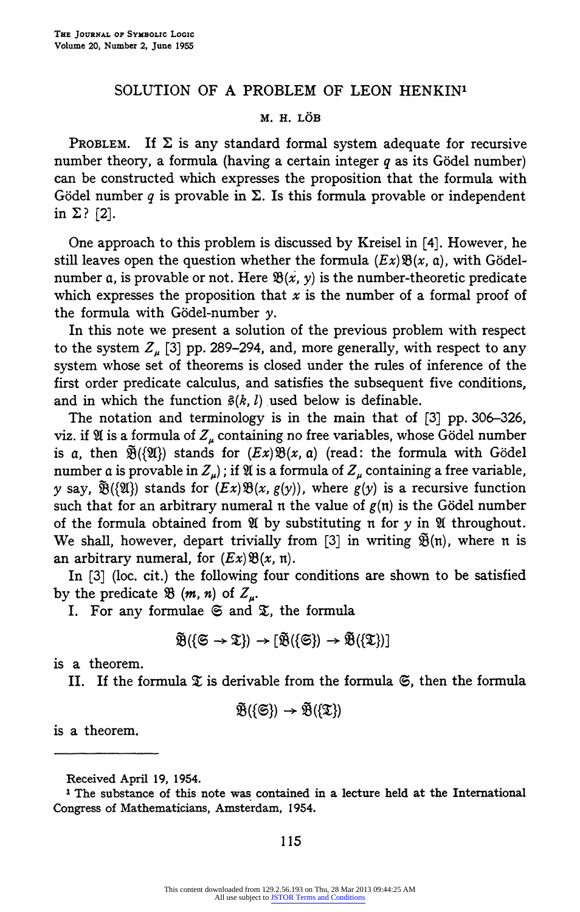# SOLUTION OF A PROBLEM OF LEON HENKIN[1]

M. H. LÖB

PROBLEM. If $\Sigma$ is any standard formal system adequate for recursive number theory, a formula (having a certain integer $q$ as its Gödel number) can be constructed which expresses the proposition that the formula with Gödel number $q$ is provable in $\Sigma$. Is this formula provable or independent in $\Sigma$? [2].

One approach to this problem is discussed by Kreisel in [4]. However, he still leaves open the question whether the formula $(Ex)\mathfrak{B}(x, \mathfrak{a})$, with Gödel-number $\mathfrak{a}$, is provable or not. Here $\mathfrak{B}(x, y)$ is the number-theoretic predicate which expresses the proposition that $x$ is the number of a formal proof of the formula with Gödel-number $y$.

In this note we present a solution of the previous problem with respect to the system $Z_\mu$ [3] pp. 289–294, and, more generally, with respect to any system whose set of theorems is closed under the rules of inference of the first order predicate calculus, and satisfies the subsequent five conditions, and in which the function $\mathfrak{s}(k, l)$ used below is definable.

The notation and terminology is in the main that of [3] pp. 306–326, viz. if $\mathfrak{A}$ is a formula of $Z_\mu$ containing no free variables, whose Gödel number is $\mathfrak{a}$, then $\mathfrak{\tilde{B}}(\{\mathfrak{A}\})$ stands for $(Ex)\mathfrak{B}(x, \mathfrak{a})$ (read: the formula with Gödel number $\mathfrak{a}$ is provable in $Z_\mu$); if $\mathfrak{A}$ is a formula of $Z_\mu$ containing a free variable, $y$ say, $\mathfrak{\tilde{B}}(\{\mathfrak{A}\})$ stands for $(Ex)\mathfrak{B}(x, g(y))$, where $g(y)$ is a recursive function such that for an arbitrary numeral $\mathfrak{n}$ the value of $g(\mathfrak{n})$ is the Gödel number of the formula obtained from $\mathfrak{A}$ by substituting $\mathfrak{n}$ for $y$ in $\mathfrak{A}$ throughout. We shall, however, depart trivially from [3] in writing $\mathfrak{\tilde{B}}(\mathfrak{n})$, where $\mathfrak{n}$ is an arbitrary numeral, for $(Ex)\mathfrak{B}(x, \mathfrak{n})$.

In [3] (loc. cit.) the following four conditions are shown to be satisfied by the predicate $\mathfrak{B}$ $(m, n)$ of $Z_\mu$.

I. For any formulae $\mathfrak{S}$ and $\mathfrak{T}$, the formula

$$\mathfrak{\tilde{B}}(\{\mathfrak{S} \to \mathfrak{T}\}) \to [\mathfrak{\tilde{B}}(\{\mathfrak{S}\}) \to \mathfrak{\tilde{B}}(\{\mathfrak{T}\})]$$

is a theorem.

II. If the formula $\mathfrak{T}$ is derivable from the formula $\mathfrak{S}$, then the formula

$$\mathfrak{\tilde{B}}(\{\mathfrak{S}\}) \to \mathfrak{\tilde{B}}(\{\mathfrak{T}\})$$

is a theorem.

---

Received April 19, 1954.

[1] The substance of this note was contained in a lecture held at the International Congress of Mathematicians, Amsterdam, 1954.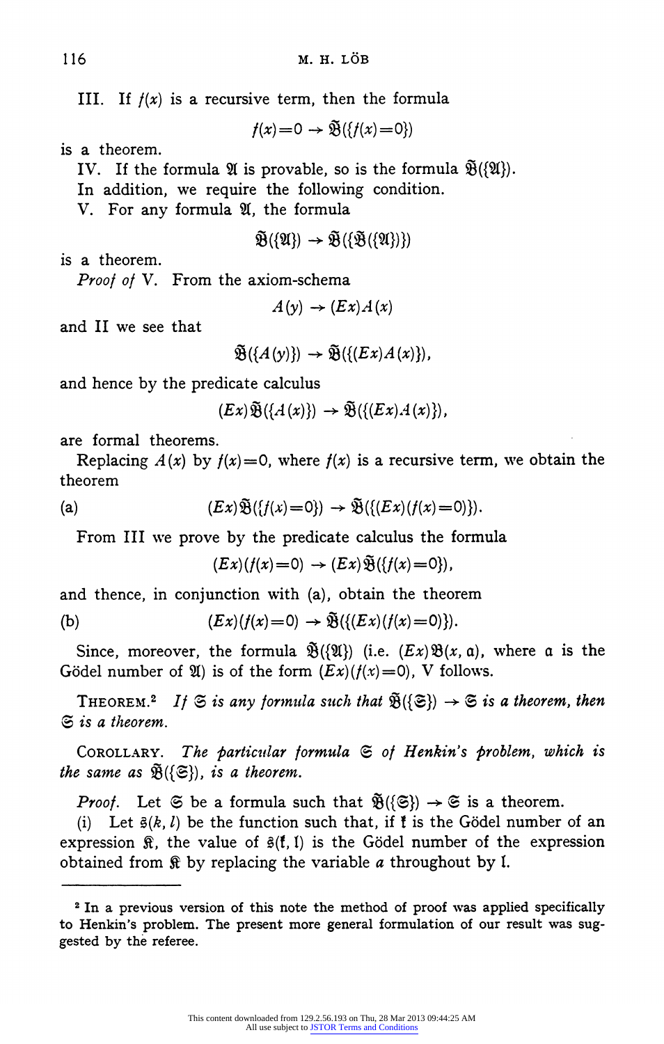III. If $f(x)$ is a recursive term, then the formula

$$f(x)=0 \rightarrow \mathfrak{B}(\{f(x)=0\})$$

is a theorem.

IV. If the formula $\mathfrak{A}$ is provable, so is the formula $\mathfrak{B}(\{\mathfrak{A}\})$.

In addition, we require the following condition.

V. For any formula $\mathfrak{A}$, the formula

$$\mathfrak{B}(\{\mathfrak{A}\}) \rightarrow \mathfrak{B}(\{\mathfrak{B}(\{\mathfrak{A}\})\})$$

is a theorem.

*Proof of* V. From the axiom-schema

$$A(y) \rightarrow (Ex)A(x)$$

and II we see that

$$\mathfrak{B}(\{A(y)\}) \rightarrow \mathfrak{B}(\{(Ex)A(x)\}),$$

and hence by the predicate calculus

$$(Ex)\mathfrak{B}(\{A(x)\}) \rightarrow \mathfrak{B}(\{(Ex)A(x)\}),$$

are formal theorems.

Replacing $A(x)$ by $f(x)=0$, where $f(x)$ is a recursive term, we obtain the theorem

$$\text{(a)} \qquad (Ex)\mathfrak{B}(\{f(x)=0\}) \rightarrow \mathfrak{B}(\{(Ex)(f(x)=0)\}).$$

From III we prove by the predicate calculus the formula

$$(Ex)(f(x)=0) \rightarrow (Ex)\mathfrak{B}(\{f(x)=0\}),$$

and thence, in conjunction with (a), obtain the theorem

$$\text{(b)} \qquad (Ex)(f(x)=0) \rightarrow \mathfrak{B}(\{(Ex)(f(x)=0)\}).$$

Since, moreover, the formula $\mathfrak{B}(\{\mathfrak{A}\})$ (i.e. $(Ex)\mathfrak{B}(x, \mathfrak{a})$, where $\mathfrak{a}$ is the Gödel number of $\mathfrak{A}$) is of the form $(Ex)(f(x)=0)$, V follows.

THEOREM.[2] *If $\mathfrak{S}$ is any formula such that $\mathfrak{B}(\{\mathfrak{S}\}) \rightarrow \mathfrak{S}$ is a theorem, then $\mathfrak{S}$ is a theorem.*

COROLLARY. *The particular formula $\mathfrak{S}$ of Henkin's problem, which is the same as $\mathfrak{B}(\{\mathfrak{S}\})$, is a theorem.*

*Proof.* Let $\mathfrak{S}$ be a formula such that $\mathfrak{B}(\{\mathfrak{S}\}) \rightarrow \mathfrak{S}$ is a theorem.

(i) Let $\mathfrak{s}(k, l)$ be the function such that, if $\mathfrak{k}$ is the Gödel number of an expression $\mathfrak{K}$, the value of $\mathfrak{s}(\mathfrak{k}, \mathfrak{l})$ is the Gödel number of the expression obtained from $\mathfrak{K}$ by replacing the variable $a$ throughout by $\mathfrak{l}$.

---

[2] In a previous version of this note the method of proof was applied specifically to Henkin's problem. The present more general formulation of our result was suggested by the referee.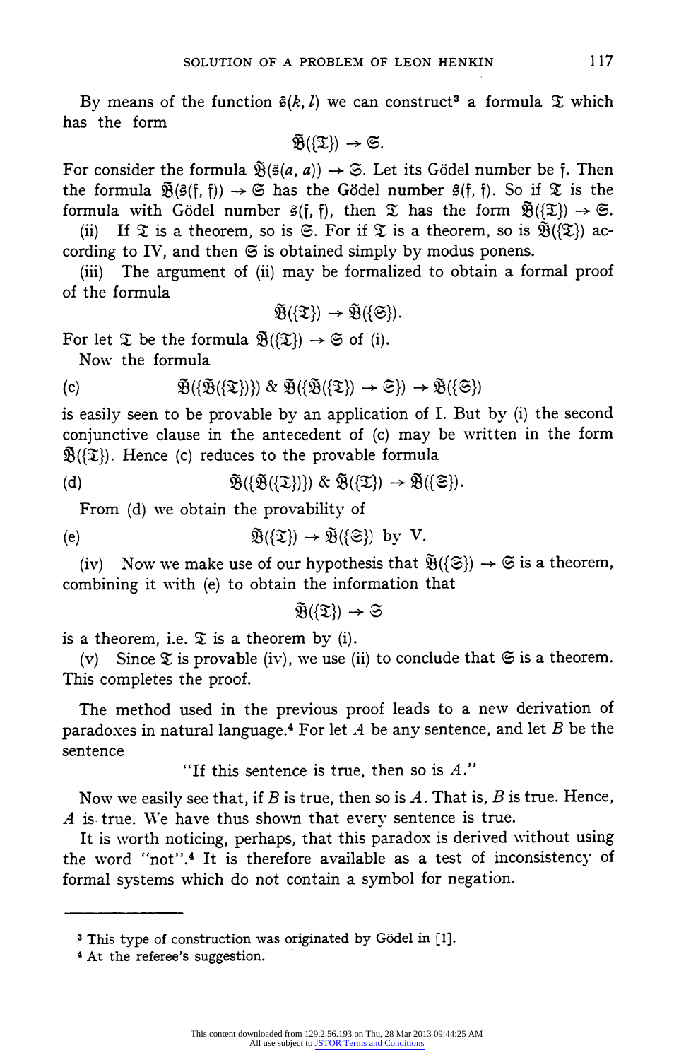By means of the function $\mathfrak{s}(k, l)$ we can construct[3] a formula $\mathfrak{T}$ which has the form

$$\tilde{\mathfrak{B}}(\{\mathfrak{T}\}) \to \mathfrak{S}.$$

For consider the formula $\tilde{\mathfrak{B}}(\mathfrak{s}(a, a)) \to \mathfrak{S}$. Let its Gödel number be $\mathfrak{f}$. Then the formula $\tilde{\mathfrak{B}}(\mathfrak{s}(\mathfrak{f}, \mathfrak{f})) \to \mathfrak{S}$ has the Gödel number $\mathfrak{s}(\mathfrak{f}, \mathfrak{f})$. So if $\mathfrak{T}$ is the formula with Gödel number $\mathfrak{s}(\mathfrak{f}, \mathfrak{f})$, then $\mathfrak{T}$ has the form $\tilde{\mathfrak{B}}(\{\mathfrak{T}\}) \to \mathfrak{S}$.

(ii) If $\mathfrak{T}$ is a theorem, so is $\mathfrak{S}$. For if $\mathfrak{T}$ is a theorem, so is $\tilde{\mathfrak{B}}(\{\mathfrak{T}\})$ according to IV, and then $\mathfrak{S}$ is obtained simply by modus ponens.

(iii) The argument of (ii) may be formalized to obtain a formal proof of the formula

$$\mathfrak{B}(\{\mathfrak{T}\}) \to \mathfrak{B}(\{\mathfrak{S}\}).$$

For let $\mathfrak{T}$ be the formula $\tilde{\mathfrak{B}}(\{\mathfrak{T}\}) \to \mathfrak{S}$ of (i).

Now the formula

$$\text{(c)} \qquad \mathfrak{B}(\{\tilde{\mathfrak{B}}(\{\mathfrak{T}\})\}) \;\&\; \mathfrak{B}(\{\tilde{\mathfrak{B}}(\{\mathfrak{T}\}) \to \mathfrak{S}\}) \to \mathfrak{B}(\{\mathfrak{S}\})$$

is easily seen to be provable by an application of I. But by (i) the second conjunctive clause in the antecedent of (c) may be written in the form $\tilde{\mathfrak{B}}(\{\mathfrak{T}\})$. Hence (c) reduces to the provable formula

$$\text{(d)} \qquad \mathfrak{B}(\{\tilde{\mathfrak{B}}(\{\mathfrak{T}\})\}) \;\&\; \tilde{\mathfrak{B}}(\{\mathfrak{T}\}) \to \mathfrak{B}(\{\mathfrak{S}\}).$$

From (d) we obtain the provability of

$$\text{(e)} \qquad \tilde{\mathfrak{B}}(\{\mathfrak{T}\}) \to \tilde{\mathfrak{B}}(\{\mathfrak{S}\}) \text{ by V.}$$

(iv) Now we make use of our hypothesis that $\tilde{\mathfrak{B}}(\{\mathfrak{S}\}) \to \mathfrak{S}$ is a theorem, combining it with (e) to obtain the information that

$$\tilde{\mathfrak{B}}(\{\mathfrak{T}\}) \to \mathfrak{S}$$

is a theorem, i.e. $\mathfrak{T}$ is a theorem by (i).

(v) Since $\mathfrak{T}$ is provable (iv), we use (ii) to conclude that $\mathfrak{S}$ is a theorem. This completes the proof.

The method used in the previous proof leads to a new derivation of paradoxes in natural language.[4] For let $A$ be any sentence, and let $B$ be the sentence

"If this sentence is true, then so is $A$."

Now we easily see that, if $B$ is true, then so is $A$. That is, $B$ is true. Hence, $A$ is true. We have thus shown that every sentence is true.

It is worth noticing, perhaps, that this paradox is derived without using the word "not".[4] It is therefore available as a test of inconsistency of formal systems which do not contain a symbol for negation.

---

[3] This type of construction was originated by Gödel in [1].

[4] At the referee's suggestion.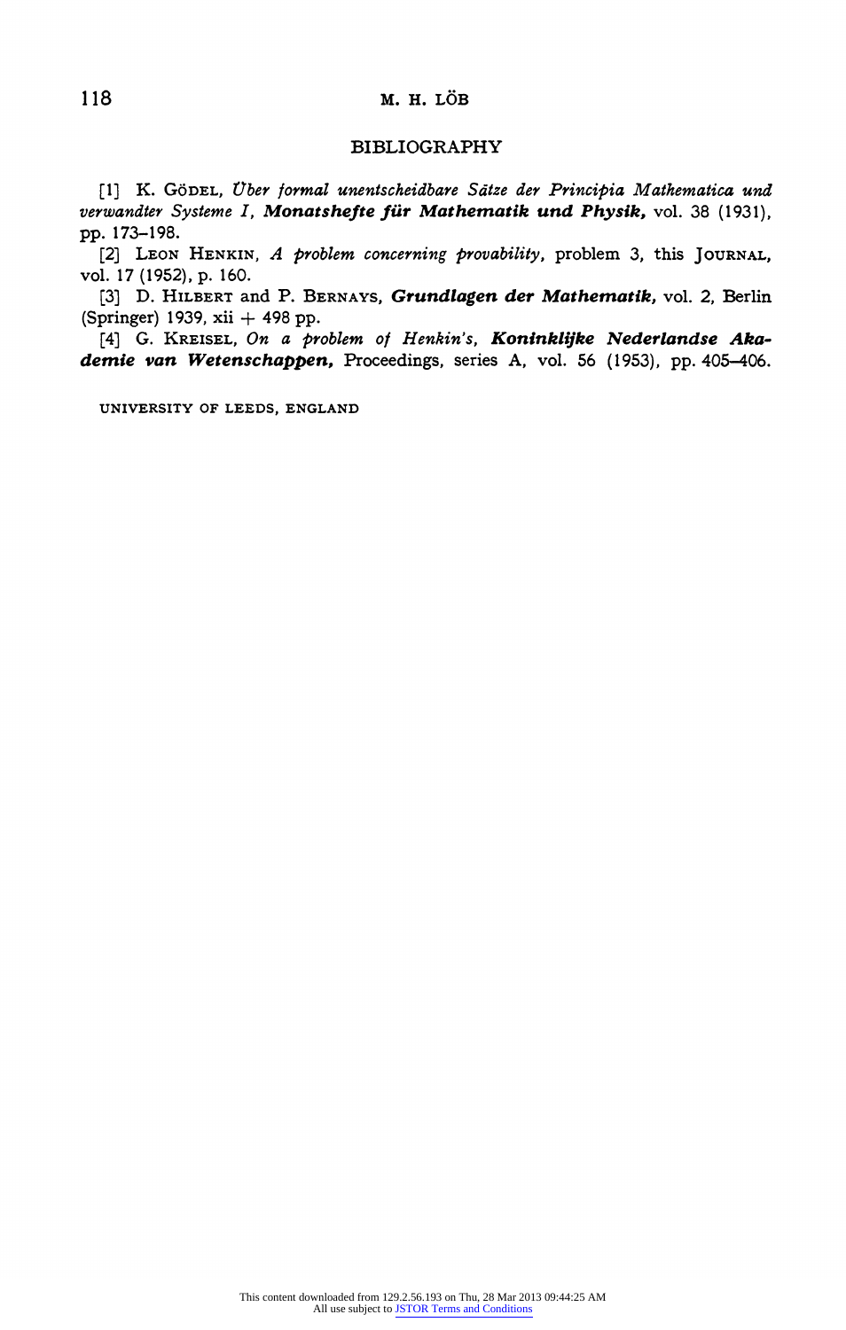## BIBLIOGRAPHY

[1] K. Gödel, *Über formal unentscheidbare Sätze der Principia Mathematica und verwandter Systeme I*, **Monatshefte für Mathematik und Physik**, vol. 38 (1931), pp. 173–198.

[2] Leon Henkin, *A problem concerning provability*, problem 3, this Journal, vol. 17 (1952), p. 160.

[3] D. Hilbert and P. Bernays, **Grundlagen der Mathematik**, vol. 2, Berlin (Springer) 1939, xii + 498 pp.

[4] G. Kreisel, *On a problem of Henkin's*, **Koninklijke Nederlandse Akademie van Wetenschappen**, Proceedings, series A, vol. 56 (1953), pp. 405–406.

University of Leeds, England